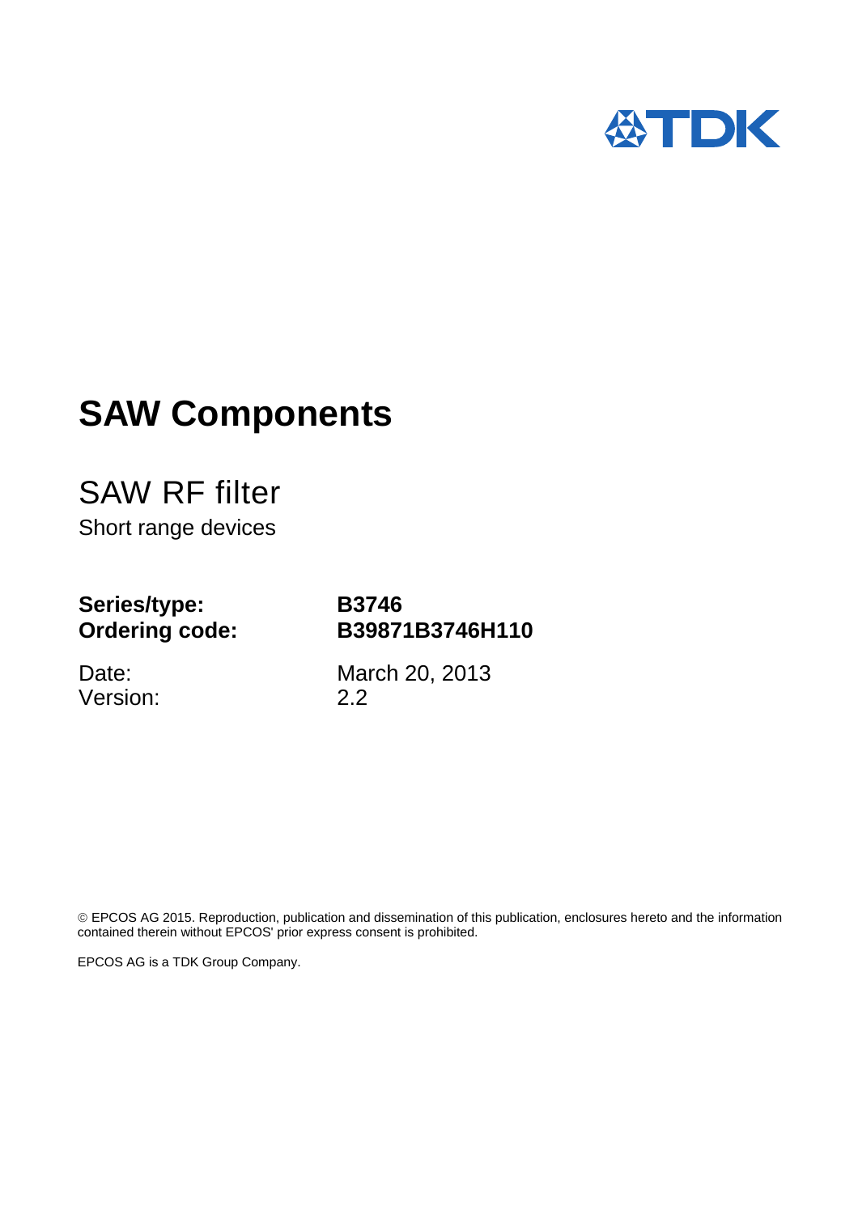# SAW Components

## SAW RF filter

Short range devices

| | |
|---|---|
| **Series/type:** | **B3746** |
| **Ordering code:** | **B39871B3746H110** |
| Date: | March 20, 2013 |
| Version: | 2.2 |

© EPCOS AG 2015. Reproduction, publication and dissemination of this publication, enclosures hereto and the information contained therein without EPCOS' prior express consent is prohibited.

EPCOS AG is a TDK Group Company.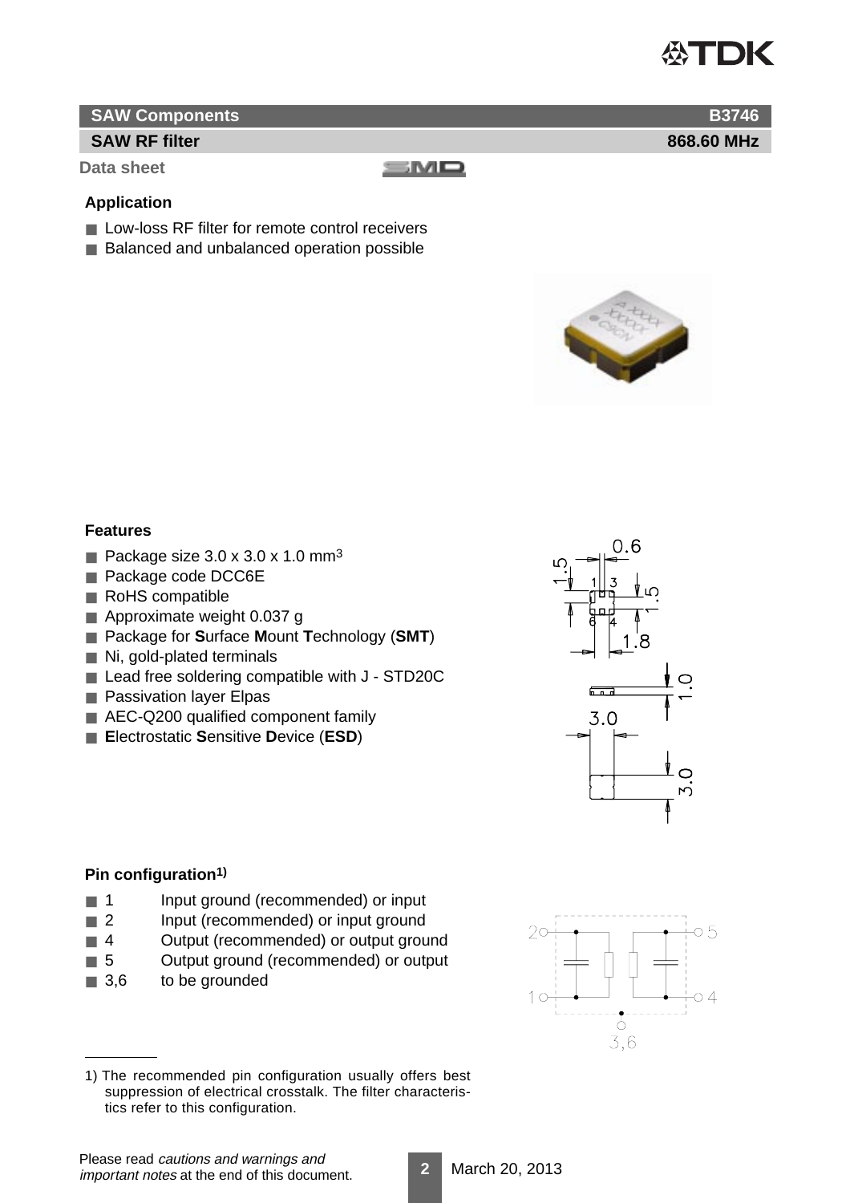## SAW Components — B3746

## SAW RF filter — 868.60 MHz

**Data sheet**

### Application

- Low-loss RF filter for remote control receivers
- Balanced and unbalanced operation possible

### Features

- Package size 3.0 x 3.0 x 1.0 $mm^3$
- Package code DCC6E
- RoHS compatible
- Approximate weight 0.037 g
- Package for **S**urface **M**ount **T**echnology (**SMT**)
- Ni, gold-plated terminals
- Lead free soldering compatible with J - STD20C
- Passivation layer Elpas
- AEC-Q200 qualified component family
- **E**lectrostatic **S**ensitive **D**evice (**ESD**)

### Pin configuration[1)]

- 1 Input ground (recommended) or input
- 2 Input (recommended) or input ground
- 4 Output (recommended) or output ground
- 5 Output ground (recommended) or output
- 3,6 to be grounded

1) The recommended pin configuration usually offers best suppression of electrical crosstalk. The filter characteristics refer to this configuration.

Please read *cautions and warnings and important notes* at the end of this document.

March 20, 2013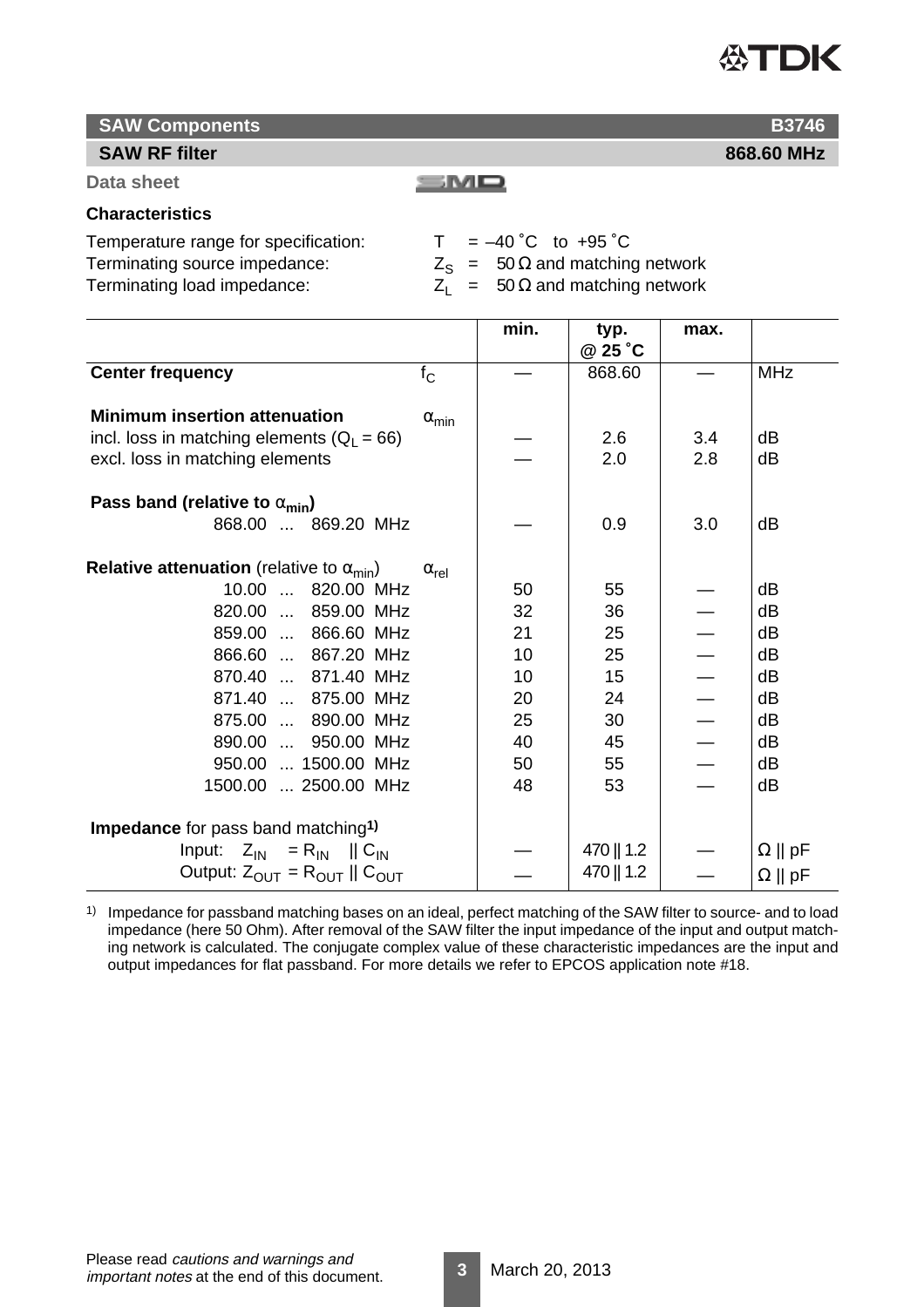**SAW Components** **B3746**

**SAW RF filter** **868.60 MHz**

**Data sheet**

### Characteristics

Temperature range for specification: $T = -40\,^\circ C$ to $+95\,^\circ C$
Terminating source impedance: $Z_S = 50\,\Omega$ and matching network
Terminating load impedance: $Z_L = 50\,\Omega$ and matching network

| | | min. | typ. @ 25 °C | max. | |
|---|---|---|---|---|---|
| **Center frequency** | $f_C$ | — | 868.60 | — | MHz |
| **Minimum insertion attenuation** | $\alpha_{min}$ | | | | |
| incl. loss in matching elements ($Q_L = 66$) | | — | 2.6 | 3.4 | dB |
| excl. loss in matching elements | | — | 2.0 | 2.8 | dB |
| **Pass band (relative to $\alpha_{min}$)** | | | | | |
| 868.00 ... 869.20 MHz | | — | 0.9 | 3.0 | dB |
| **Relative attenuation** (relative to $\alpha_{min}$) | $\alpha_{rel}$ | | | | |
| 10.00 ... 820.00 MHz | | 50 | 55 | — | dB |
| 820.00 ... 859.00 MHz | | 32 | 36 | — | dB |
| 859.00 ... 866.60 MHz | | 21 | 25 | — | dB |
| 866.60 ... 867.20 MHz | | 10 | 25 | — | dB |
| 870.40 ... 871.40 MHz | | 10 | 15 | — | dB |
| 871.40 ... 875.00 MHz | | 20 | 24 | — | dB |
| 875.00 ... 890.00 MHz | | 25 | 30 | — | dB |
| 890.00 ... 950.00 MHz | | 40 | 45 | — | dB |
| 950.00 ... 1500.00 MHz | | 50 | 55 | — | dB |
| 1500.00 ... 2500.00 MHz | | 48 | 53 | — | dB |
| **Impedance** for pass band matching[1] | | | | | |
| Input: $Z_{IN} = R_{IN} \parallel C_{IN}$ | | — | 470 ‖ 1.2 | — | Ω ‖ pF |
| Output: $Z_{OUT} = R_{OUT} \parallel C_{OUT}$ | | — | 470 ‖ 1.2 | — | Ω ‖ pF |

[1] Impedance for passband matching bases on an ideal, perfect matching of the SAW filter to source- and to load impedance (here 50 Ohm). After removal of the SAW filter the input impedance of the input and output matching network is calculated. The conjugate complex value of these characteristic impedances are the input and output impedances for flat passband. For more details we refer to EPCOS application note #18.

Please read *cautions and warnings and important notes* at the end of this document.

March 20, 2013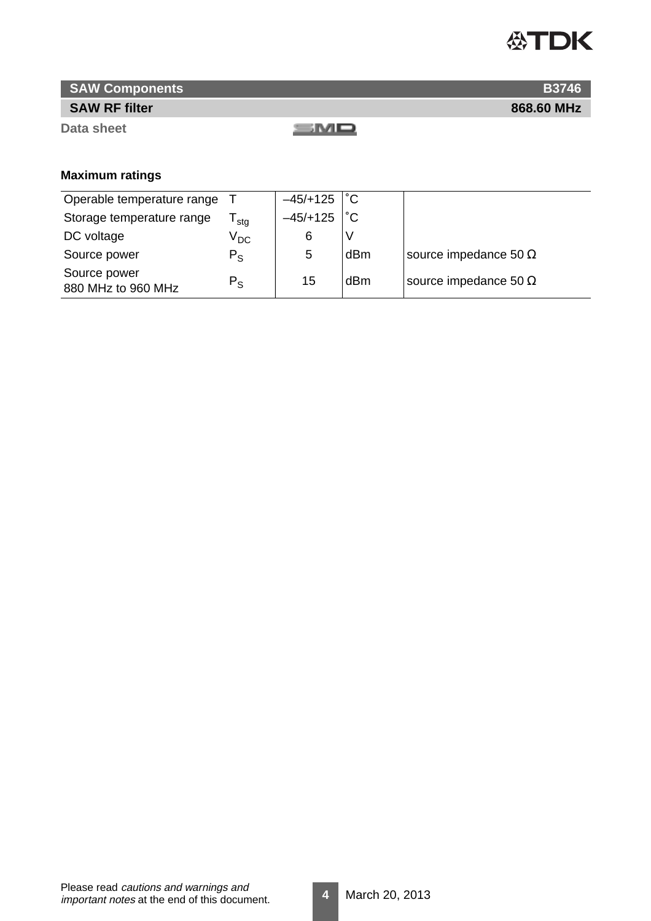## Maximum ratings

| | | | | |
|---|---|---|---|---|
| Operable temperature range | $T$ | –45/+125 | ˚C | |
| Storage temperature range | $T_{stg}$ | –45/+125 | ˚C | |
| DC voltage | $V_{DC}$ | 6 | V | |
| Source power | $P_S$ | 5 | dBm | source impedance 50 Ω |
| Source power 880 MHz to 960 MHz | $P_S$ | 15 | dBm | source impedance 50 Ω |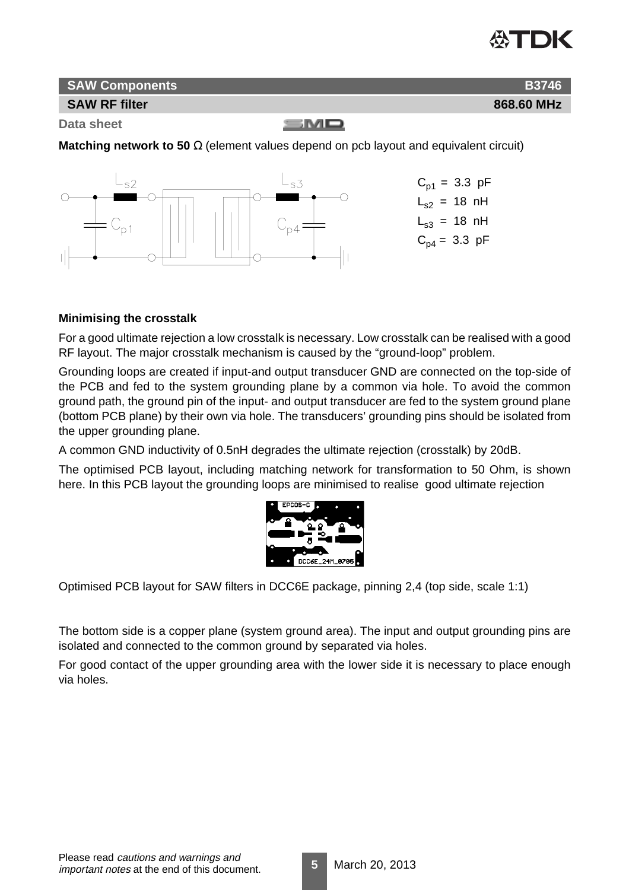**SAW Components** **B3746**

**SAW RF filter** **868.60 MHz**

**Data sheet**

**Matching network to 50 Ω** (element values depend on pcb layout and equivalent circuit)

$C_{p1}$ = 3.3 pF
$L_{s2}$ = 18 nH
$L_{s3}$ = 18 nH
$C_{p4}$ = 3.3 pF

### Minimising the crosstalk

For a good ultimate rejection a low crosstalk is necessary. Low crosstalk can be realised with a good RF layout. The major crosstalk mechanism is caused by the “ground-loop” problem.

Grounding loops are created if input-and output transducer GND are connected on the top-side of the PCB and fed to the system grounding plane by a common via hole. To avoid the common ground path, the ground pin of the input- and output transducer are fed to the system ground plane (bottom PCB plane) by their own via hole. The transducers’ grounding pins should be isolated from the upper grounding plane.

A common GND inductivity of 0.5nH degrades the ultimate rejection (crosstalk) by 20dB.

The optimised PCB layout, including matching network for transformation to 50 Ohm, is shown here. In this PCB layout the grounding loops are minimised to realise good ultimate rejection

Optimised PCB layout for SAW filters in DCC6E package, pinning 2,4 (top side, scale 1:1)

The bottom side is a copper plane (system ground area). The input and output grounding pins are isolated and connected to the common ground by separated via holes.

For good contact of the upper grounding area with the lower side it is necessary to place enough via holes.

Please read *cautions and warnings and important notes* at the end of this document.

March 20, 2013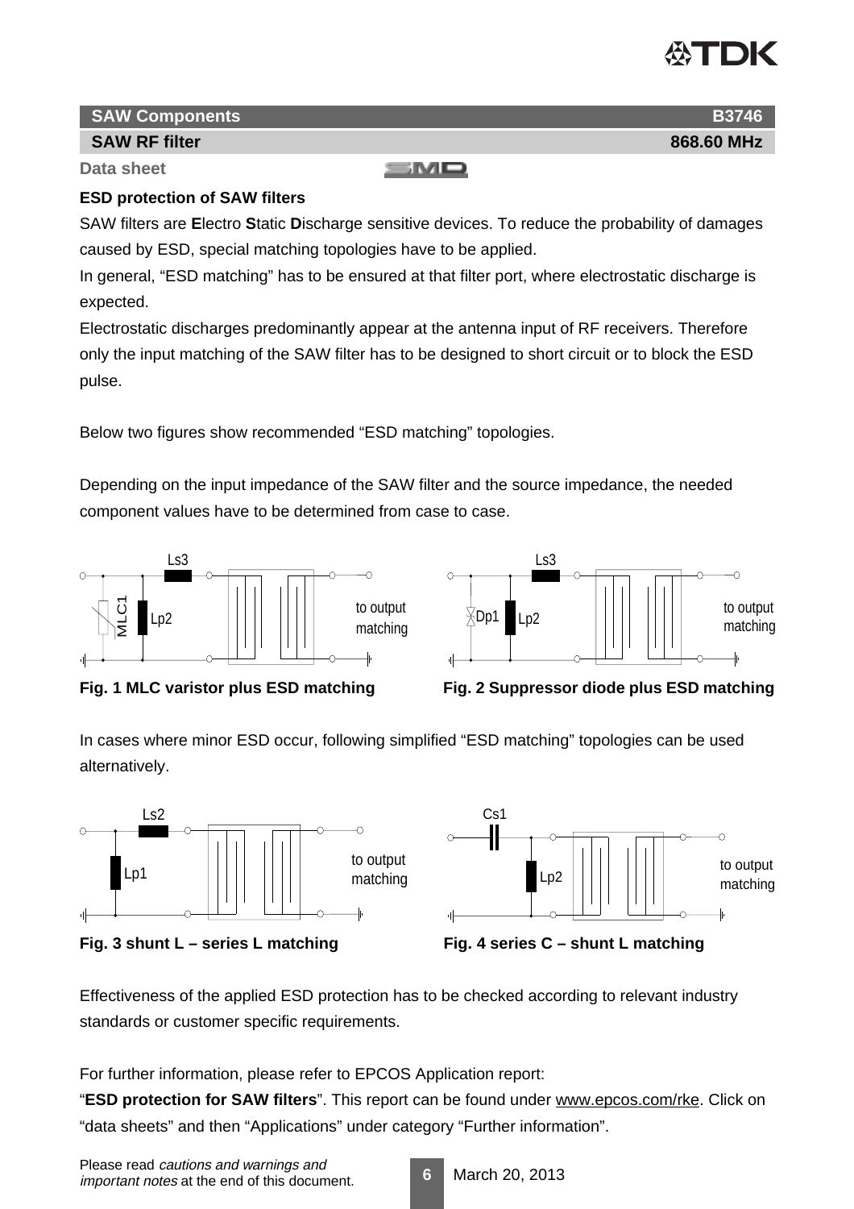Data sheet

### ESD protection of SAW filters

SAW filters are **E**lectro **S**tatic **D**ischarge sensitive devices. To reduce the probability of damages caused by ESD, special matching topologies have to be applied.

In general, “ESD matching” has to be ensured at that filter port, where electrostatic discharge is expected.

Electrostatic discharges predominantly appear at the antenna input of RF receivers. Therefore only the input matching of the SAW filter has to be designed to short circuit or to block the ESD pulse.

Below two figures show recommended “ESD matching” topologies.

Depending on the input impedance of the SAW filter and the source impedance, the needed component values have to be determined from case to case.

Ls3 | MLC1 | Lp2 | to output matching

**Fig. 1 MLC varistor plus ESD matching**

Ls3 | Dp1 | Lp2 | to output matching

**Fig. 2 Suppressor diode plus ESD matching**

In cases where minor ESD occur, following simplified “ESD matching” topologies can be used alternatively.

Ls2 | Lp1 | to output matching

**Fig. 3 shunt L – series L matching**

Cs1 | Lp2 | to output matching

**Fig. 4 series C – shunt L matching**

Effectiveness of the applied ESD protection has to be checked according to relevant industry standards or customer specific requirements.

For further information, please refer to EPCOS Application report:
“**ESD protection for SAW filters**”. This report can be found under www.epcos.com/rke. Click on “data sheets” and then “Applications” under category “Further information”.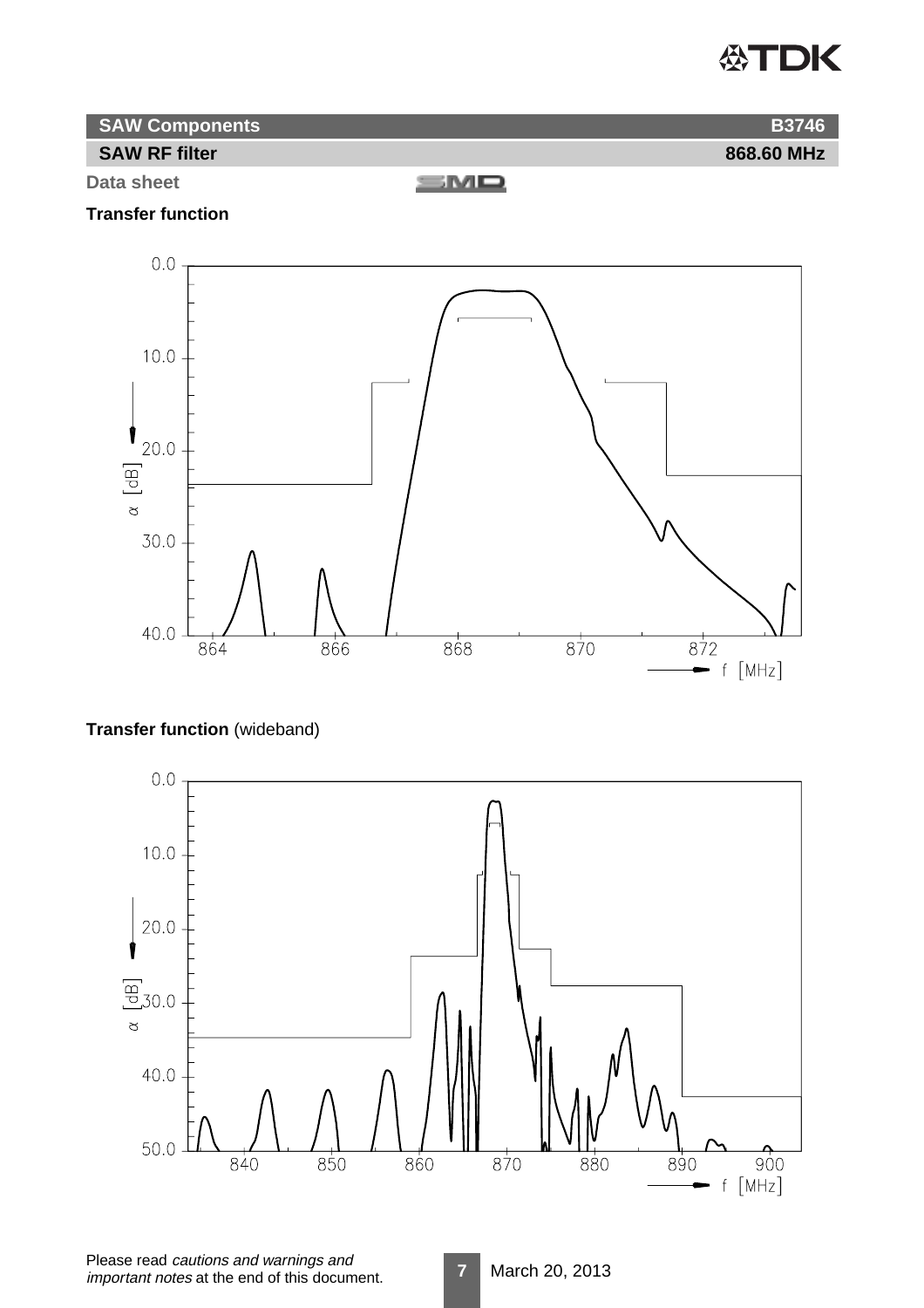**SAW Components** **B3746**

**SAW RF filter** **868.60 MHz**

**Data sheet**

**Transfer function**

**Transfer function** (wideband)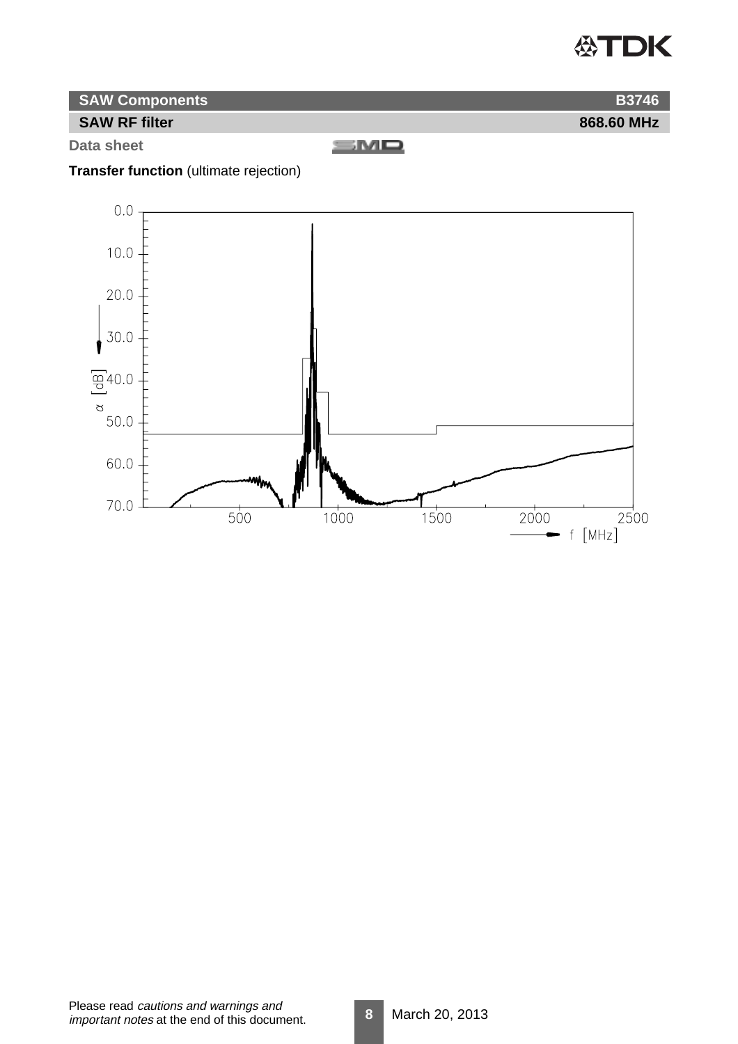**SAW Components** B3746

**SAW RF filter** 868.60 MHz

**Data sheet**

**Transfer function** (ultimate rejection)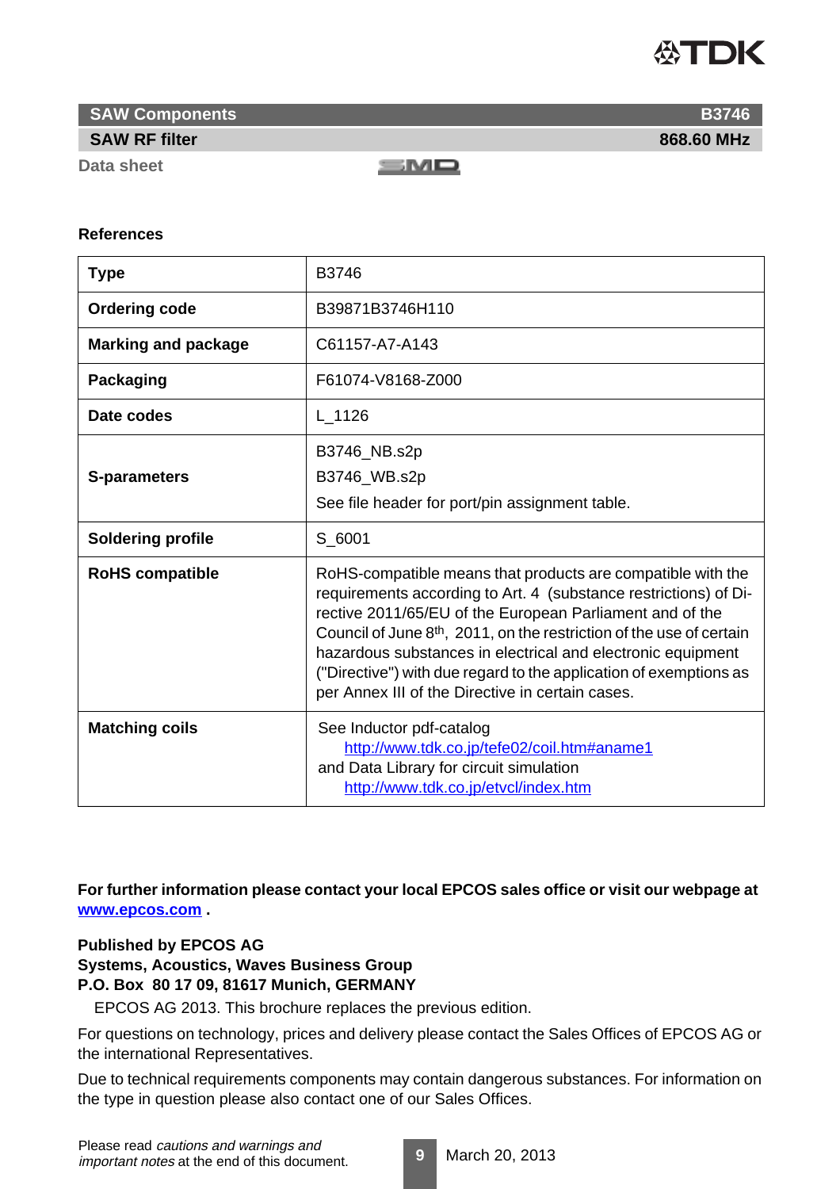## References

| Type | B3746 |
|---|---|
| **Ordering code** | B39871B3746H110 |
| **Marking and package** | C61157-A7-A143 |
| **Packaging** | F61074-V8168-Z000 |
| **Date codes** | L_1126 |
| **S-parameters** | B3746_NB.s2p<br>B3746_WB.s2p<br>See file header for port/pin assignment table. |
| **Soldering profile** | S_6001 |
| **RoHS compatible** | RoHS-compatible means that products are compatible with the requirements according to Art. 4 (substance restrictions) of Directive 2011/65/EU of the European Parliament and of the Council of June 8th, 2011, on the restriction of the use of certain hazardous substances in electrical and electronic equipment ("Directive") with due regard to the application of exemptions as per Annex III of the Directive in certain cases. |
| **Matching coils** | See Inductor pdf-catalog<br>http://www.tdk.co.jp/tefe02/coil.htm#aname1<br>and Data Library for circuit simulation<br>http://www.tdk.co.jp/etvcl/index.htm |

**For further information please contact your local EPCOS sales office or visit our webpage at www.epcos.com .**

**Published by EPCOS AG**
**Systems, Acoustics, Waves Business Group**
**P.O. Box 80 17 09, 81617 Munich, GERMANY**

EPCOS AG 2013. This brochure replaces the previous edition.

For questions on technology, prices and delivery please contact the Sales Offices of EPCOS AG or the international Representatives.

Due to technical requirements components may contain dangerous substances. For information on the type in question please also contact one of our Sales Offices.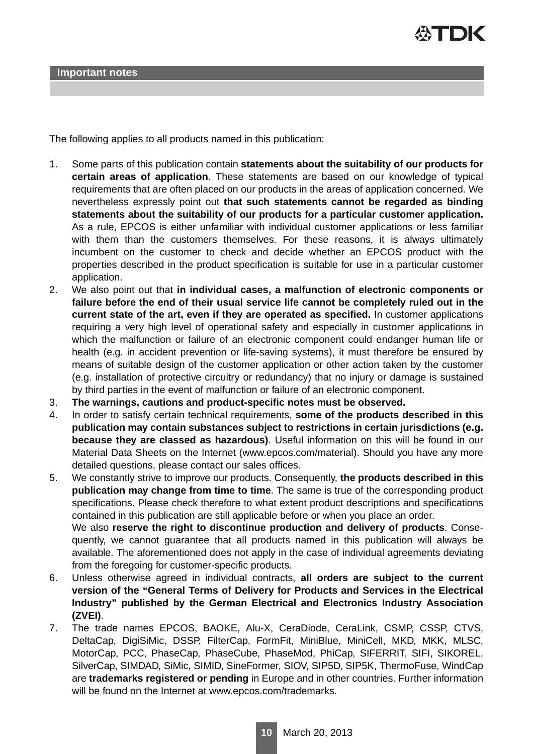## Important notes

The following applies to all products named in this publication:

1. Some parts of this publication contain **statements about the suitability of our products for certain areas of application**. These statements are based on our knowledge of typical requirements that are often placed on our products in the areas of application concerned. We nevertheless expressly point out **that such statements cannot be regarded as binding statements about the suitability of our products for a particular customer application.** As a rule, EPCOS is either unfamiliar with individual customer applications or less familiar with them than the customers themselves. For these reasons, it is always ultimately incumbent on the customer to check and decide whether an EPCOS product with the properties described in the product specification is suitable for use in a particular customer application.
2. We also point out that **in individual cases, a malfunction of electronic components or failure before the end of their usual service life cannot be completely ruled out in the current state of the art, even if they are operated as specified.** In customer applications requiring a very high level of operational safety and especially in customer applications in which the malfunction or failure of an electronic component could endanger human life or health (e.g. in accident prevention or life-saving systems), it must therefore be ensured by means of suitable design of the customer application or other action taken by the customer (e.g. installation of protective circuitry or redundancy) that no injury or damage is sustained by third parties in the event of malfunction or failure of an electronic component.
3. **The warnings, cautions and product-specific notes must be observed.**
4. In order to satisfy certain technical requirements, **some of the products described in this publication may contain substances subject to restrictions in certain jurisdictions (e.g. because they are classed as hazardous)**. Useful information on this will be found in our Material Data Sheets on the Internet (www.epcos.com/material). Should you have any more detailed questions, please contact our sales offices.
5. We constantly strive to improve our products. Consequently, **the products described in this publication may change from time to time**. The same is true of the corresponding product specifications. Please check therefore to what extent product descriptions and specifications contained in this publication are still applicable before or when you place an order.
   We also **reserve the right to discontinue production and delivery of products**. Consequently, we cannot guarantee that all products named in this publication will always be available. The aforementioned does not apply in the case of individual agreements deviating from the foregoing for customer-specific products.
6. Unless otherwise agreed in individual contracts, **all orders are subject to the current version of the "General Terms of Delivery for Products and Services in the Electrical Industry" published by the German Electrical and Electronics Industry Association (ZVEI)**.
7. The trade names EPCOS, BAOKE, Alu-X, CeraDiode, CeraLink, CSMP, CSSP, CTVS, DeltaCap, DigiSiMic, DSSP, FilterCap, FormFit, MiniBlue, MiniCell, MKD, MKK, MLSC, MotorCap, PCC, PhaseCap, PhaseCube, PhaseMod, PhiCap, SIFERRIT, SIFI, SIKOREL, SilverCap, SIMDAD, SiMic, SIMID, SineFormer, SIOV, SIP5D, SIP5K, ThermoFuse, WindCap are **trademarks registered or pending** in Europe and in other countries. Further information will be found on the Internet at www.epcos.com/trademarks.

March 20, 2013